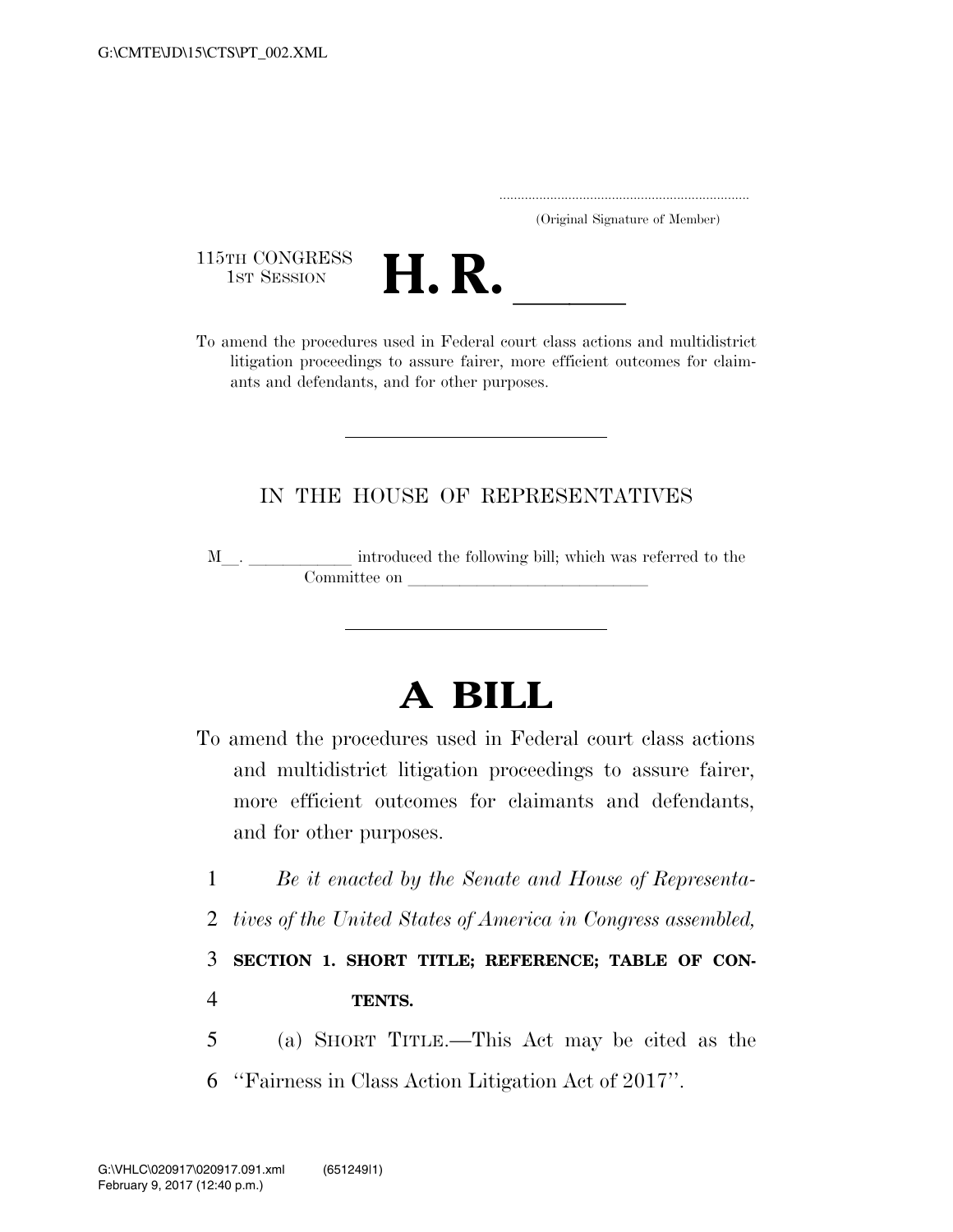(Original Signature of Member)

115TH CONGRESS
1ST SESSION

# H. R. \_\_\_\_\_

To amend the procedures used in Federal court class actions and multidistrict litigation proceedings to assure fairer, more efficient outcomes for claimants and defendants, and for other purposes.

---

IN THE HOUSE OF REPRESENTATIVES

M\_\_. \_\_\_\_\_\_\_\_\_\_\_\_ introduced the following bill; which was referred to the Committee on \_\_\_\_\_\_\_\_\_\_\_\_\_\_\_\_\_\_\_\_\_\_\_\_\_\_\_\_

---

# A BILL

To amend the procedures used in Federal court class actions and multidistrict litigation proceedings to assure fairer, more efficient outcomes for claimants and defendants, and for other purposes.

1 *Be it enacted by the Senate and House of Representa-*
2 *tives of the United States of America in Congress assembled,*

3 **SECTION 1. SHORT TITLE; REFERENCE; TABLE OF CON-**
4 **TENTS.**

5 (a) SHORT TITLE.—This Act may be cited as the
6 ''Fairness in Class Action Litigation Act of 2017''.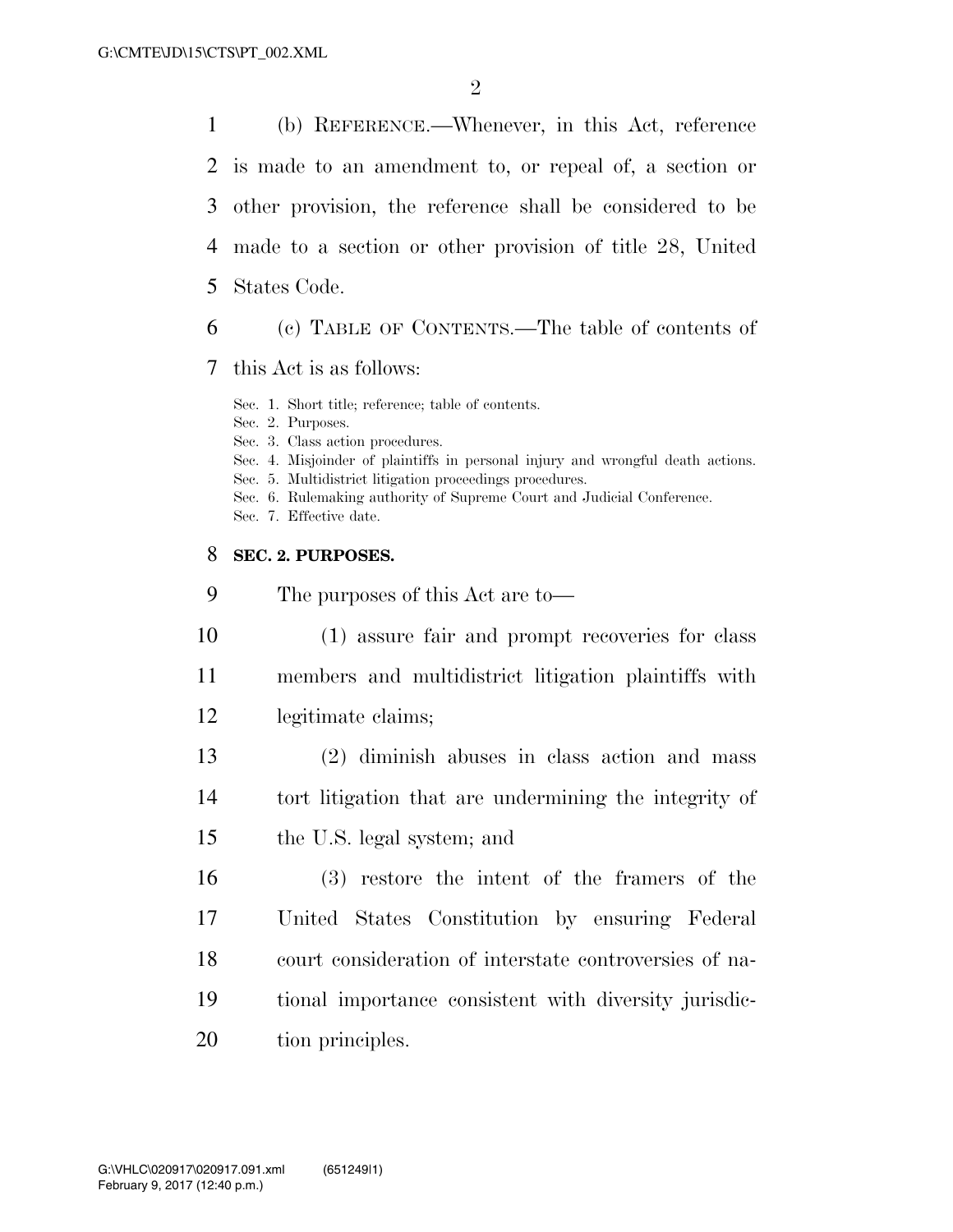(b) REFERENCE.—Whenever, in this Act, reference is made to an amendment to, or repeal of, a section or other provision, the reference shall be considered to be made to a section or other provision of title 28, United States Code.

(c) TABLE OF CONTENTS.—The table of contents of this Act is as follows:

Sec. 1. Short title; reference; table of contents.
Sec. 2. Purposes.
Sec. 3. Class action procedures.
Sec. 4. Misjoinder of plaintiffs in personal injury and wrongful death actions.
Sec. 5. Multidistrict litigation proceedings procedures.
Sec. 6. Rulemaking authority of Supreme Court and Judicial Conference.
Sec. 7. Effective date.

**SEC. 2. PURPOSES.**

The purposes of this Act are to—

(1) assure fair and prompt recoveries for class members and multidistrict litigation plaintiffs with legitimate claims;

(2) diminish abuses in class action and mass tort litigation that are undermining the integrity of the U.S. legal system; and

(3) restore the intent of the framers of the United States Constitution by ensuring Federal court consideration of interstate controversies of national importance consistent with diversity jurisdiction principles.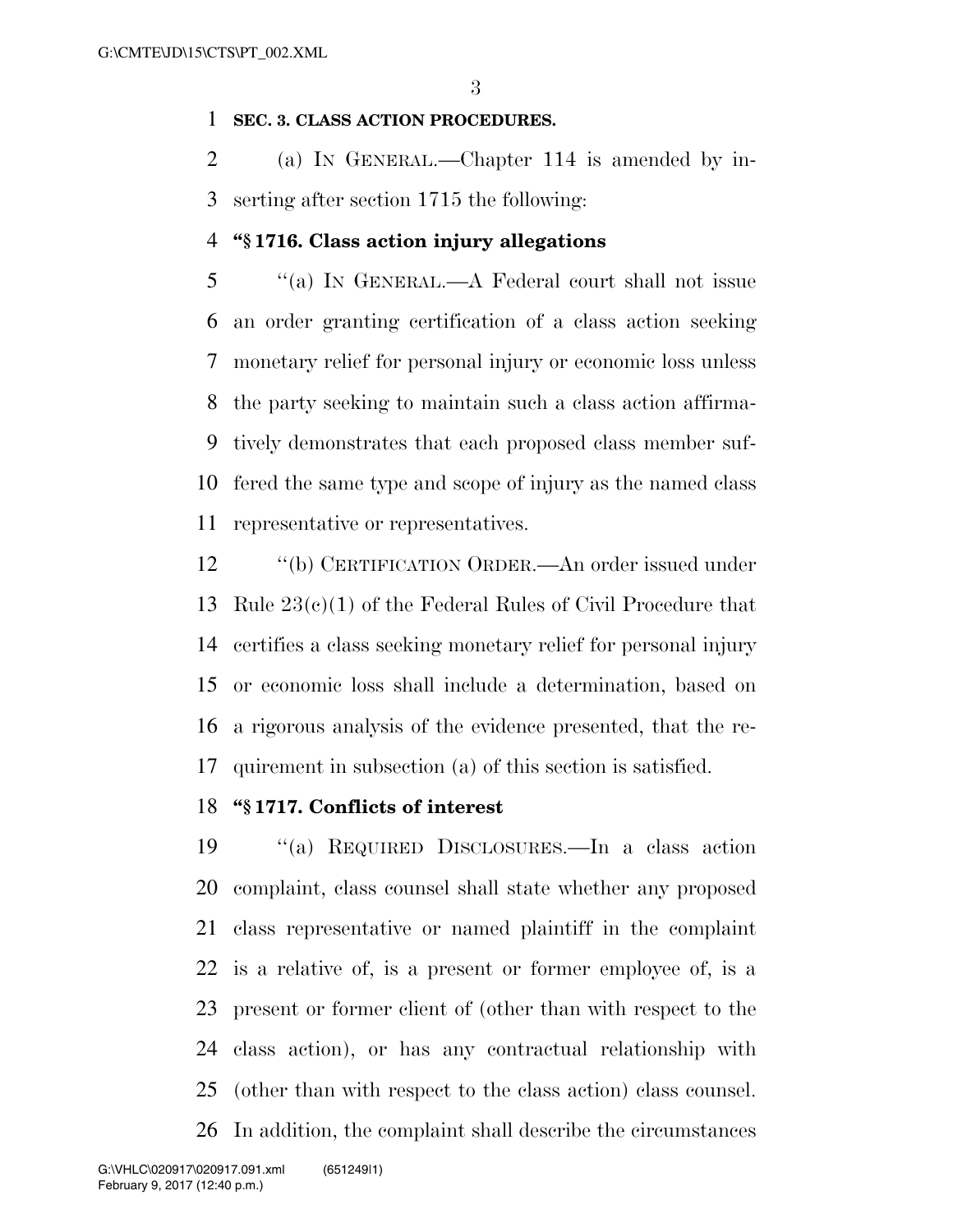**SEC. 3. CLASS ACTION PROCEDURES.**

(a) IN GENERAL.—Chapter 114 is amended by inserting after section 1715 the following:

**"§ 1716. Class action injury allegations**

"(a) IN GENERAL.—A Federal court shall not issue an order granting certification of a class action seeking monetary relief for personal injury or economic loss unless the party seeking to maintain such a class action affirmatively demonstrates that each proposed class member suffered the same type and scope of injury as the named class representative or representatives.

"(b) CERTIFICATION ORDER.—An order issued under Rule 23(c)(1) of the Federal Rules of Civil Procedure that certifies a class seeking monetary relief for personal injury or economic loss shall include a determination, based on a rigorous analysis of the evidence presented, that the requirement in subsection (a) of this section is satisfied.

**"§ 1717. Conflicts of interest**

"(a) REQUIRED DISCLOSURES.—In a class action complaint, class counsel shall state whether any proposed class representative or named plaintiff in the complaint is a relative of, is a present or former employee of, is a present or former client of (other than with respect to the class action), or has any contractual relationship with (other than with respect to the class action) class counsel. In addition, the complaint shall describe the circumstances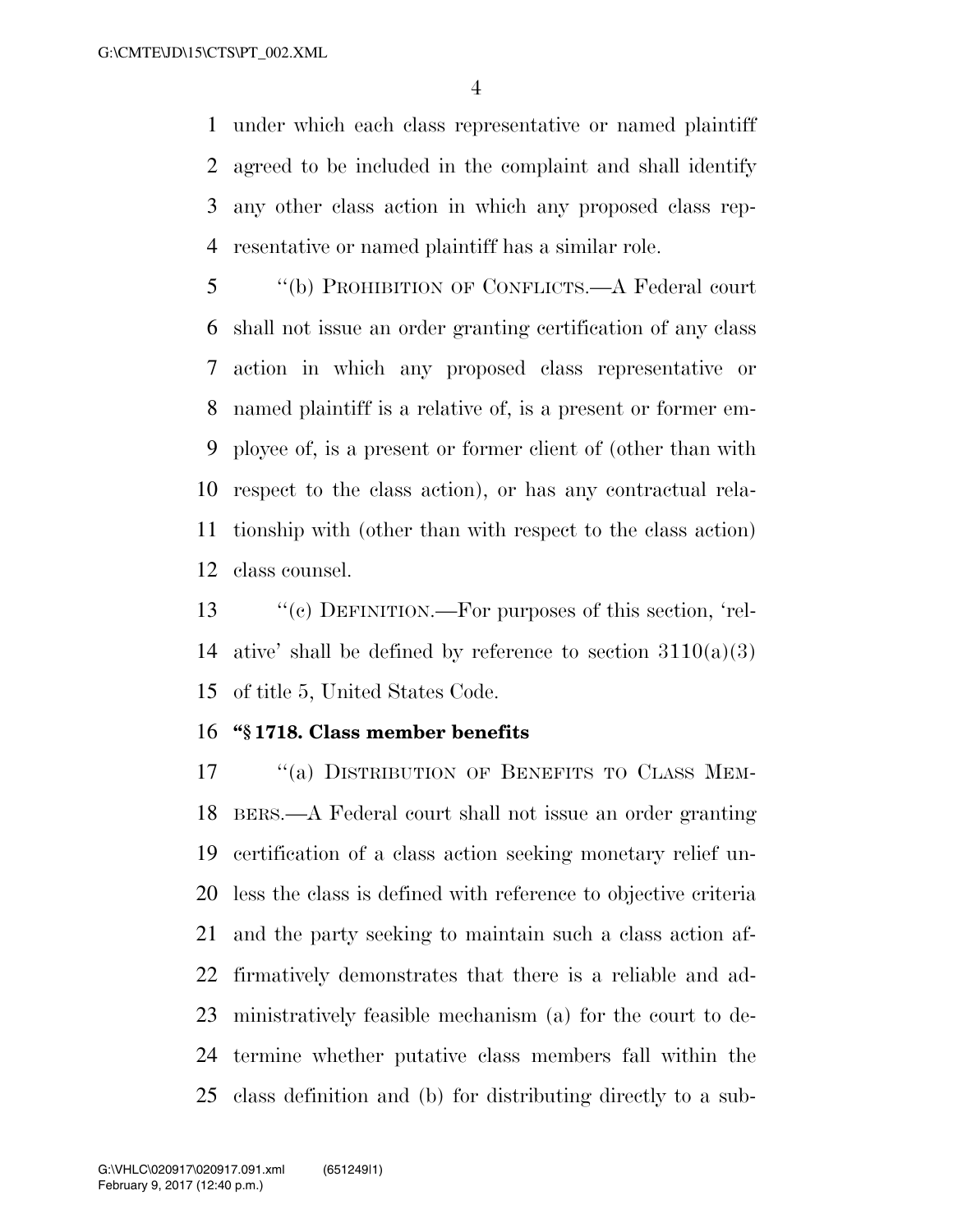under which each class representative or named plaintiff agreed to be included in the complaint and shall identify any other class action in which any proposed class representative or named plaintiff has a similar role.

"(b) PROHIBITION OF CONFLICTS.—A Federal court shall not issue an order granting certification of any class action in which any proposed class representative or named plaintiff is a relative of, is a present or former employee of, is a present or former client of (other than with respect to the class action), or has any contractual relationship with (other than with respect to the class action) class counsel.

"(c) DEFINITION.—For purposes of this section, 'relative' shall be defined by reference to section 3110(a)(3) of title 5, United States Code.

**"§ 1718. Class member benefits**

"(a) DISTRIBUTION OF BENEFITS TO CLASS MEMBERS.—A Federal court shall not issue an order granting certification of a class action seeking monetary relief unless the class is defined with reference to objective criteria and the party seeking to maintain such a class action affirmatively demonstrates that there is a reliable and administratively feasible mechanism (a) for the court to determine whether putative class members fall within the class definition and (b) for distributing directly to a sub-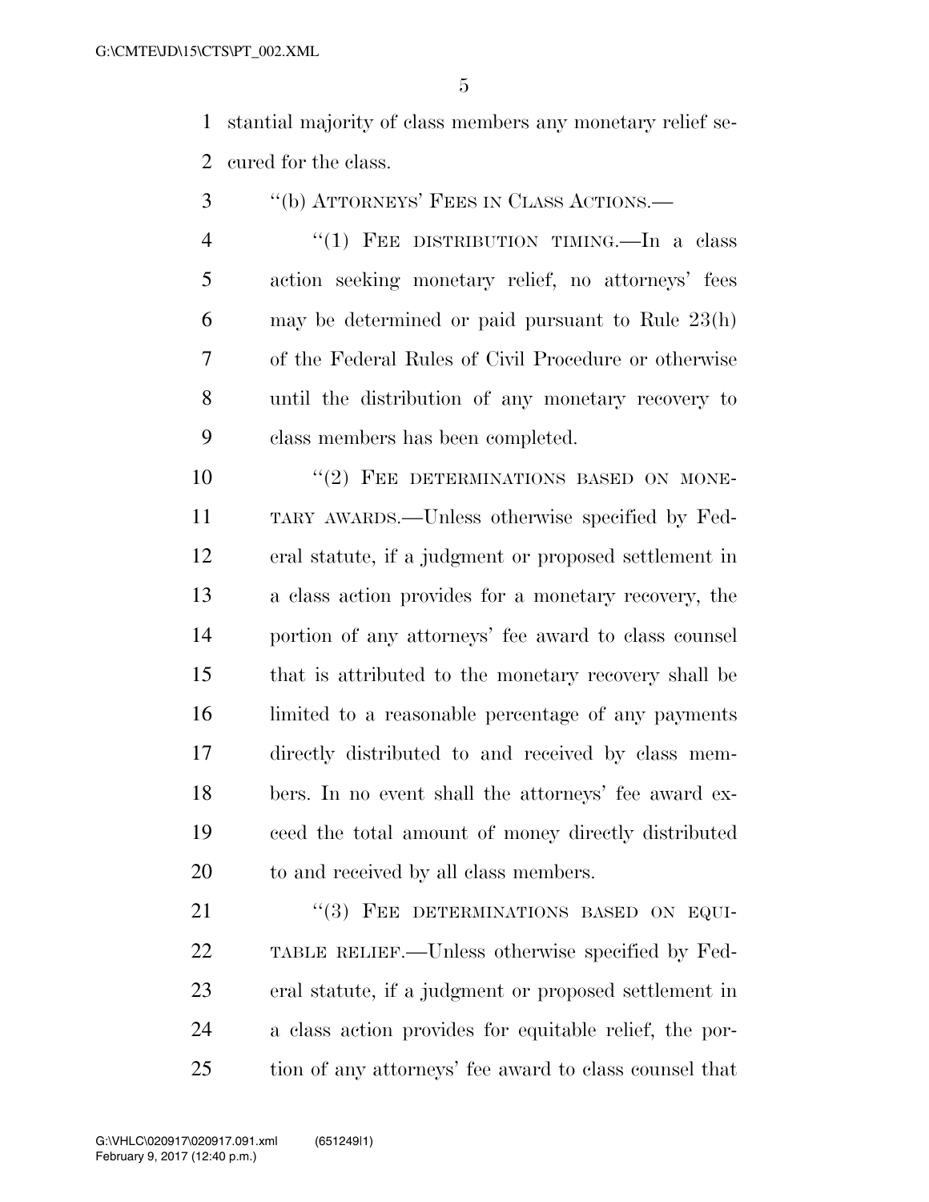stantial majority of class members any monetary relief secured for the class.

"(b) ATTORNEYS' FEES IN CLASS ACTIONS.—

"(1) FEE DISTRIBUTION TIMING.—In a class action seeking monetary relief, no attorneys' fees may be determined or paid pursuant to Rule 23(h) of the Federal Rules of Civil Procedure or otherwise until the distribution of any monetary recovery to class members has been completed.

"(2) FEE DETERMINATIONS BASED ON MONETARY AWARDS.—Unless otherwise specified by Federal statute, if a judgment or proposed settlement in a class action provides for a monetary recovery, the portion of any attorneys' fee award to class counsel that is attributed to the monetary recovery shall be limited to a reasonable percentage of any payments directly distributed to and received by class members. In no event shall the attorneys' fee award exceed the total amount of money directly distributed to and received by all class members.

"(3) FEE DETERMINATIONS BASED ON EQUITABLE RELIEF.—Unless otherwise specified by Federal statute, if a judgment or proposed settlement in a class action provides for equitable relief, the portion of any attorneys' fee award to class counsel that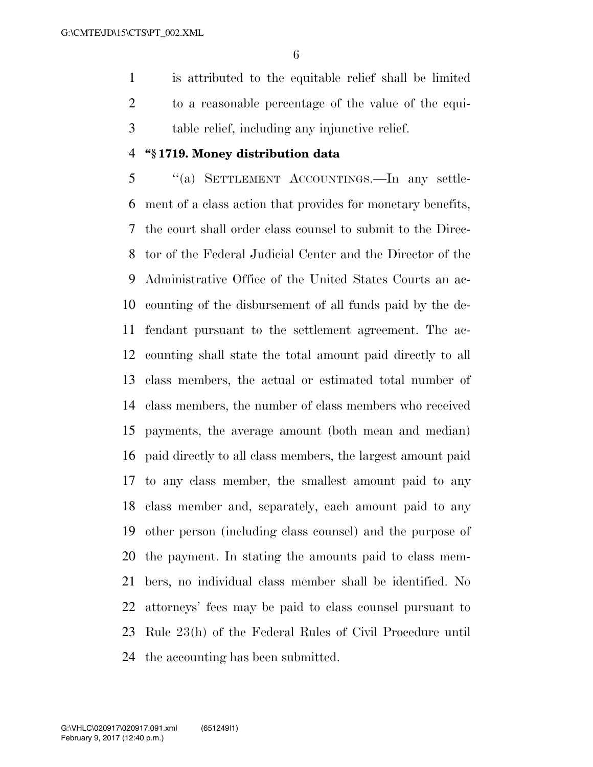is attributed to the equitable relief shall be limited to a reasonable percentage of the value of the equitable relief, including any injunctive relief.

**"§ 1719. Money distribution data**

"(a) SETTLEMENT ACCOUNTINGS.—In any settlement of a class action that provides for monetary benefits, the court shall order class counsel to submit to the Director of the Federal Judicial Center and the Director of the Administrative Office of the United States Courts an accounting of the disbursement of all funds paid by the defendant pursuant to the settlement agreement. The accounting shall state the total amount paid directly to all class members, the actual or estimated total number of class members, the number of class members who received payments, the average amount (both mean and median) paid directly to all class members, the largest amount paid to any class member, the smallest amount paid to any class member and, separately, each amount paid to any other person (including class counsel) and the purpose of the payment. In stating the amounts paid to class members, no individual class member shall be identified. No attorneys' fees may be paid to class counsel pursuant to Rule 23(h) of the Federal Rules of Civil Procedure until the accounting has been submitted.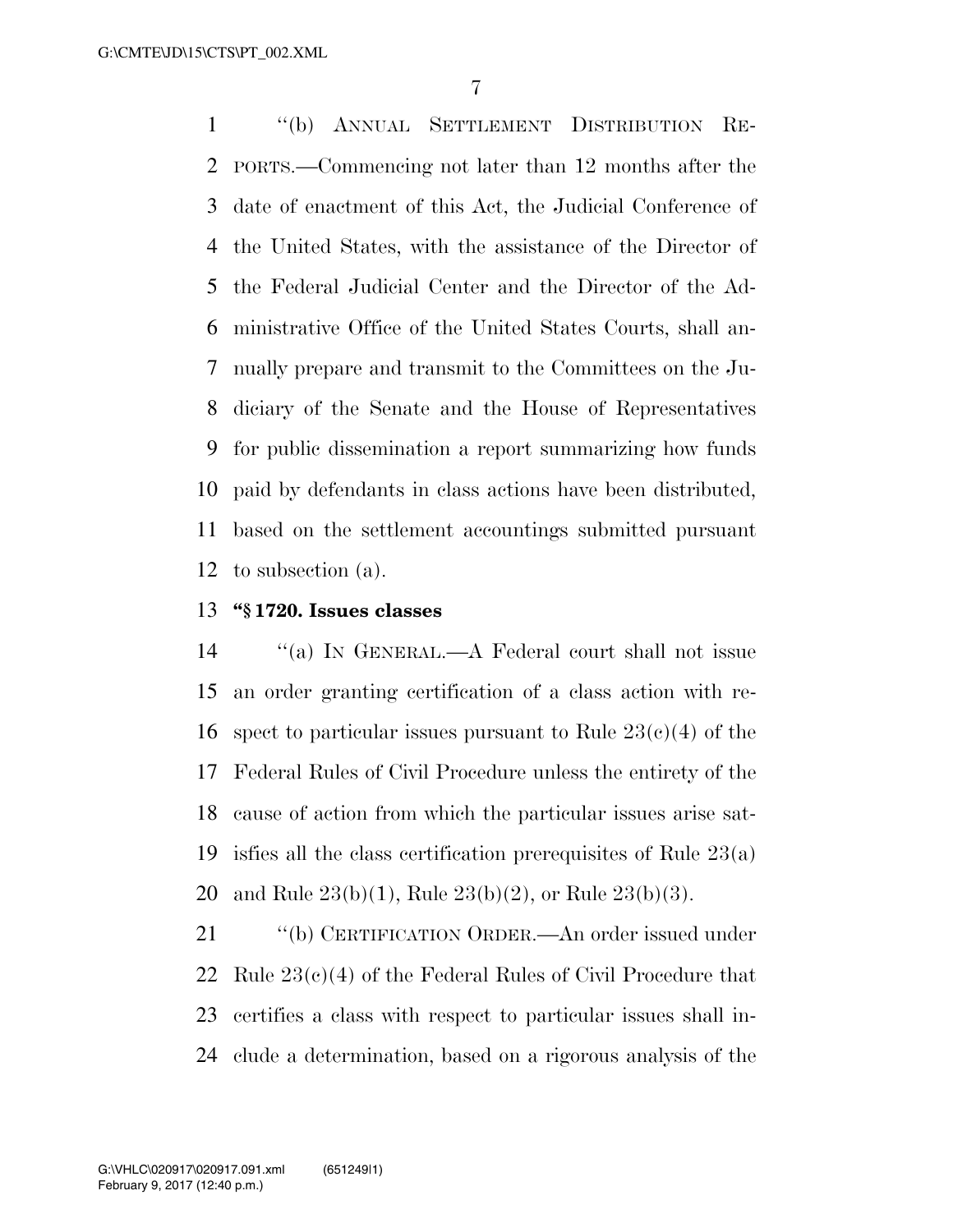"(b) ANNUAL SETTLEMENT DISTRIBUTION REPORTS.—Commencing not later than 12 months after the date of enactment of this Act, the Judicial Conference of the United States, with the assistance of the Director of the Federal Judicial Center and the Director of the Administrative Office of the United States Courts, shall annually prepare and transmit to the Committees on the Judiciary of the Senate and the House of Representatives for public dissemination a report summarizing how funds paid by defendants in class actions have been distributed, based on the settlement accountings submitted pursuant to subsection (a).

**"§ 1720. Issues classes**

"(a) IN GENERAL.—A Federal court shall not issue an order granting certification of a class action with respect to particular issues pursuant to Rule 23(c)(4) of the Federal Rules of Civil Procedure unless the entirety of the cause of action from which the particular issues arise satisfies all the class certification prerequisites of Rule 23(a) and Rule 23(b)(1), Rule 23(b)(2), or Rule 23(b)(3).

"(b) CERTIFICATION ORDER.—An order issued under Rule 23(c)(4) of the Federal Rules of Civil Procedure that certifies a class with respect to particular issues shall include a determination, based on a rigorous analysis of the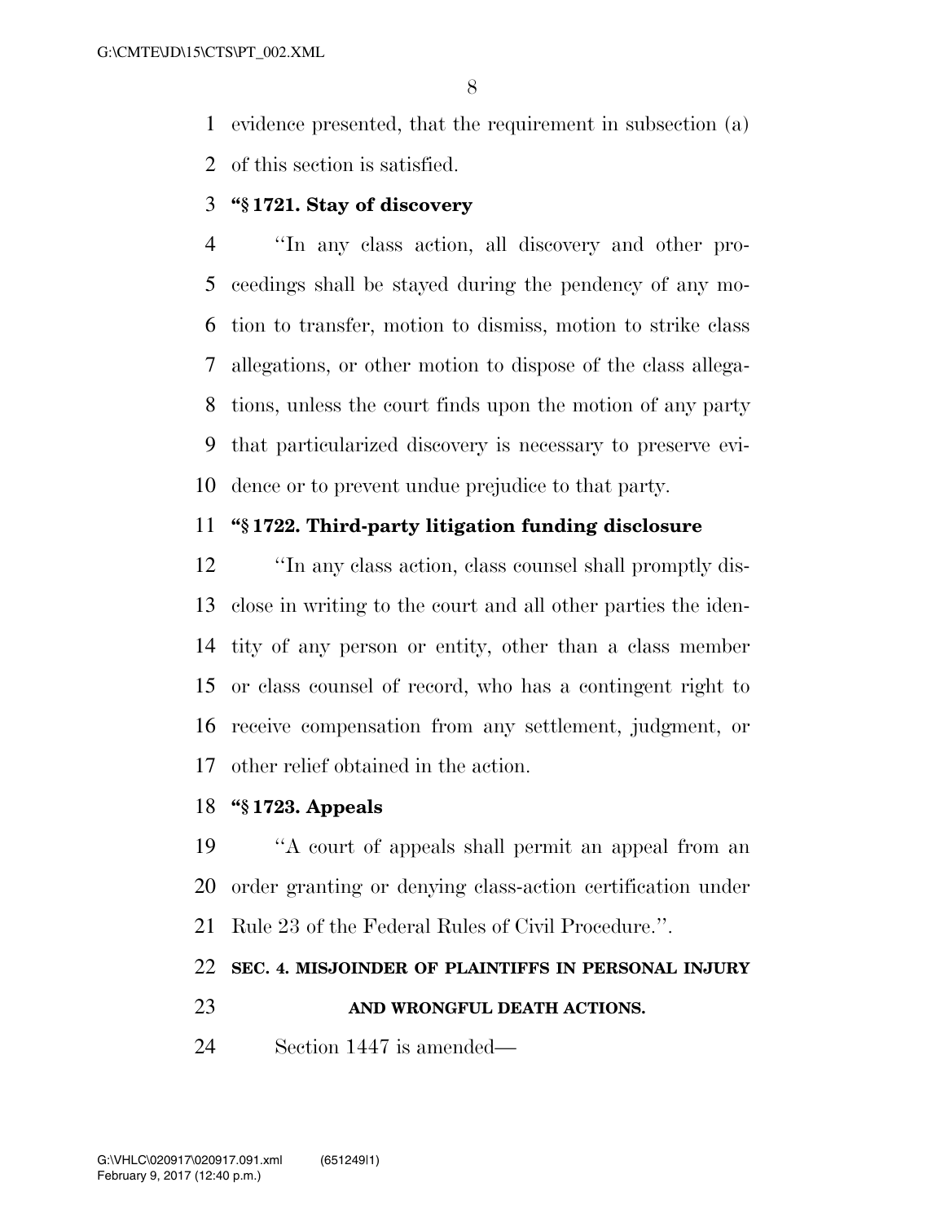evidence presented, that the requirement in subsection (a) of this section is satisfied.

**"§ 1721. Stay of discovery**

"In any class action, all discovery and other proceedings shall be stayed during the pendency of any motion to transfer, motion to dismiss, motion to strike class allegations, or other motion to dispose of the class allegations, unless the court finds upon the motion of any party that particularized discovery is necessary to preserve evidence or to prevent undue prejudice to that party.

**"§ 1722. Third-party litigation funding disclosure**

"In any class action, class counsel shall promptly disclose in writing to the court and all other parties the identity of any person or entity, other than a class member or class counsel of record, who has a contingent right to receive compensation from any settlement, judgment, or other relief obtained in the action.

**"§ 1723. Appeals**

"A court of appeals shall permit an appeal from an order granting or denying class-action certification under Rule 23 of the Federal Rules of Civil Procedure.".

**SEC. 4. MISJOINDER OF PLAINTIFFS IN PERSONAL INJURY AND WRONGFUL DEATH ACTIONS.**

Section 1447 is amended—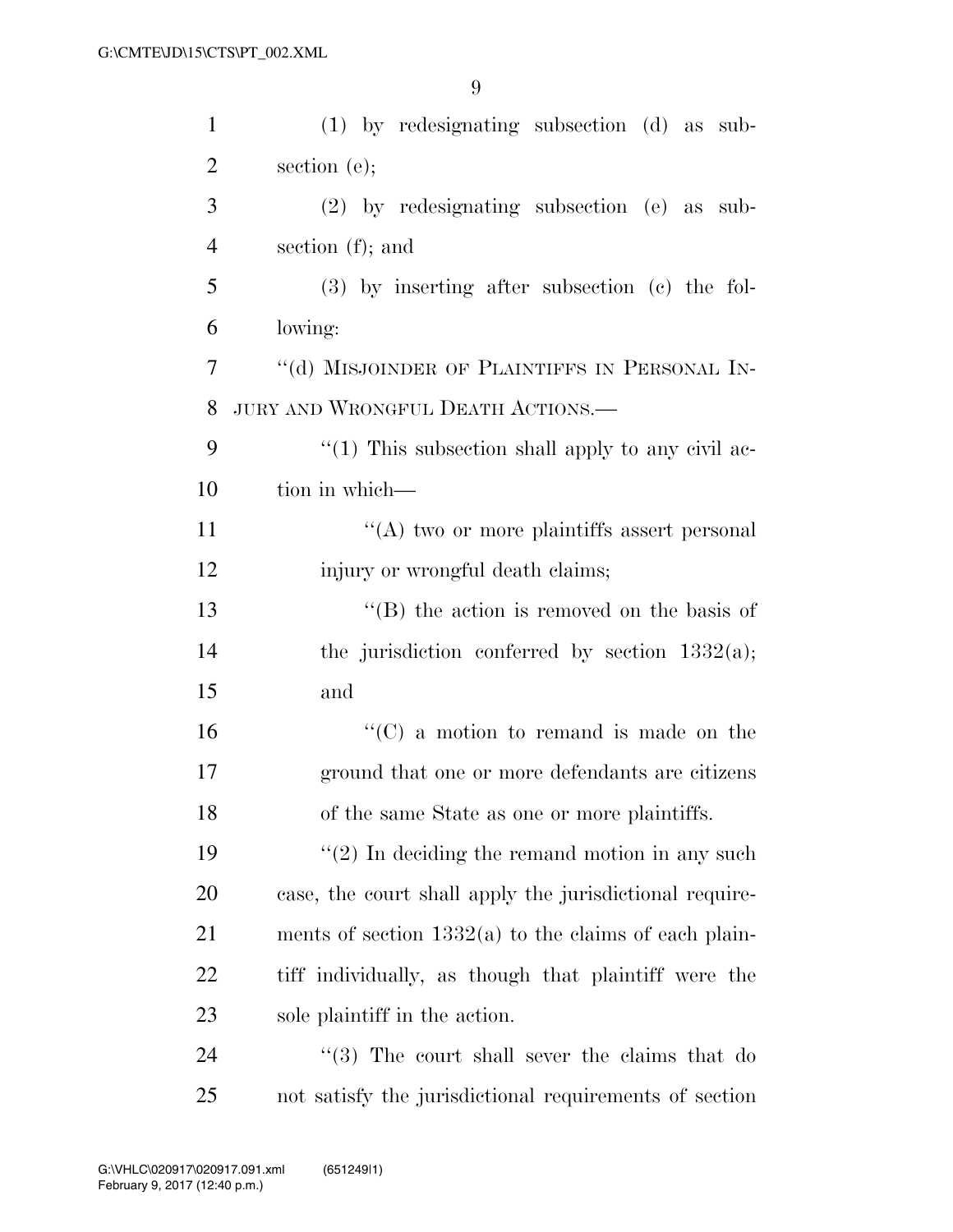(1) by redesignating subsection (d) as subsection (e);

(2) by redesignating subsection (e) as subsection (f); and

(3) by inserting after subsection (c) the following:

"(d) MISJOINDER OF PLAINTIFFS IN PERSONAL INJURY AND WRONGFUL DEATH ACTIONS.—

"(1) This subsection shall apply to any civil action in which—

"(A) two or more plaintiffs assert personal injury or wrongful death claims;

"(B) the action is removed on the basis of the jurisdiction conferred by section 1332(a); and

"(C) a motion to remand is made on the ground that one or more defendants are citizens of the same State as one or more plaintiffs.

"(2) In deciding the remand motion in any such case, the court shall apply the jurisdictional requirements of section 1332(a) to the claims of each plaintiff individually, as though that plaintiff were the sole plaintiff in the action.

"(3) The court shall sever the claims that do not satisfy the jurisdictional requirements of section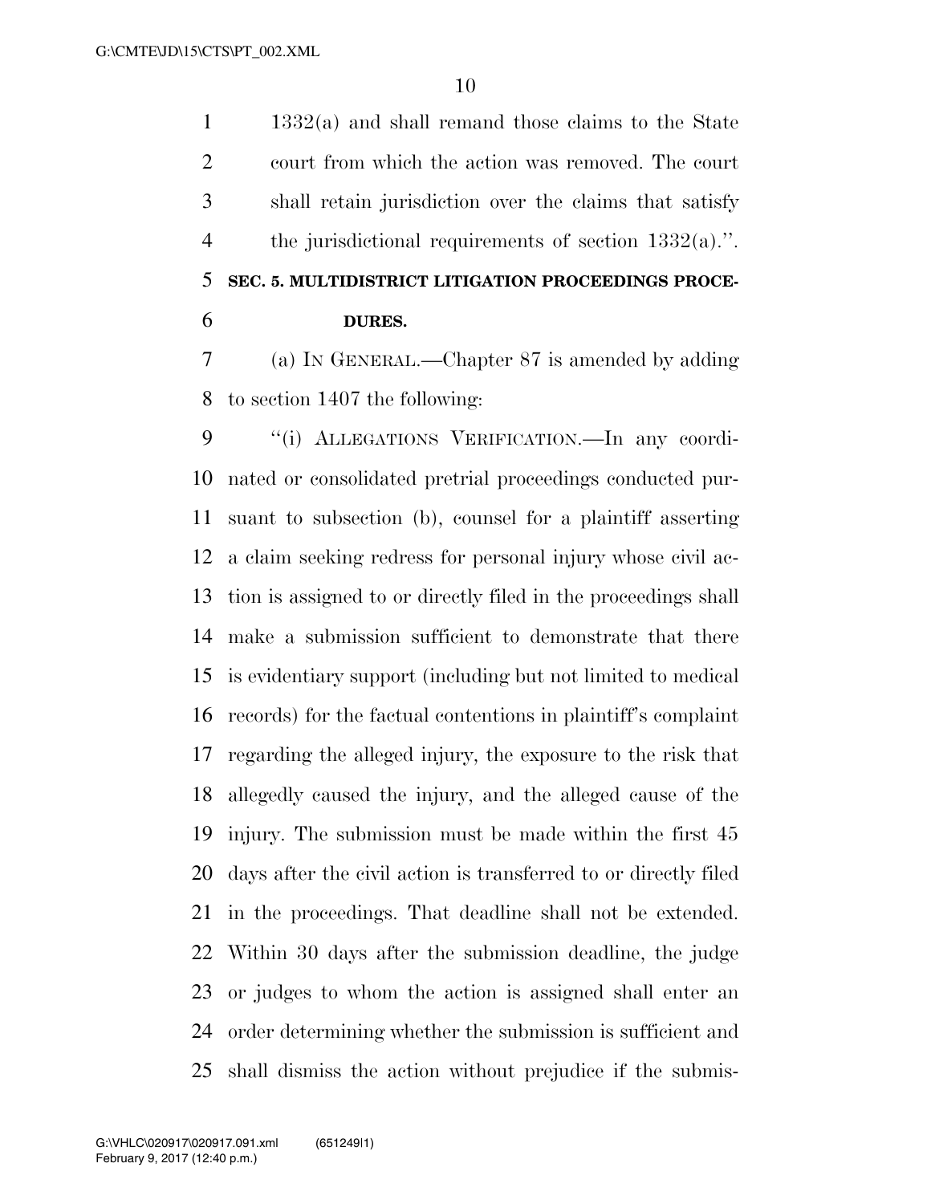1332(a) and shall remand those claims to the State court from which the action was removed. The court shall retain jurisdiction over the claims that satisfy the jurisdictional requirements of section 1332(a).''.

**SEC. 5. MULTIDISTRICT LITIGATION PROCEEDINGS PROCEDURES.**

(a) IN GENERAL.—Chapter 87 is amended by adding to section 1407 the following:

''(i) ALLEGATIONS VERIFICATION.—In any coordinated or consolidated pretrial proceedings conducted pursuant to subsection (b), counsel for a plaintiff asserting a claim seeking redress for personal injury whose civil action is assigned to or directly filed in the proceedings shall make a submission sufficient to demonstrate that there is evidentiary support (including but not limited to medical records) for the factual contentions in plaintiff's complaint regarding the alleged injury, the exposure to the risk that allegedly caused the injury, and the alleged cause of the injury. The submission must be made within the first 45 days after the civil action is transferred to or directly filed in the proceedings. That deadline shall not be extended. Within 30 days after the submission deadline, the judge or judges to whom the action is assigned shall enter an order determining whether the submission is sufficient and shall dismiss the action without prejudice if the submis-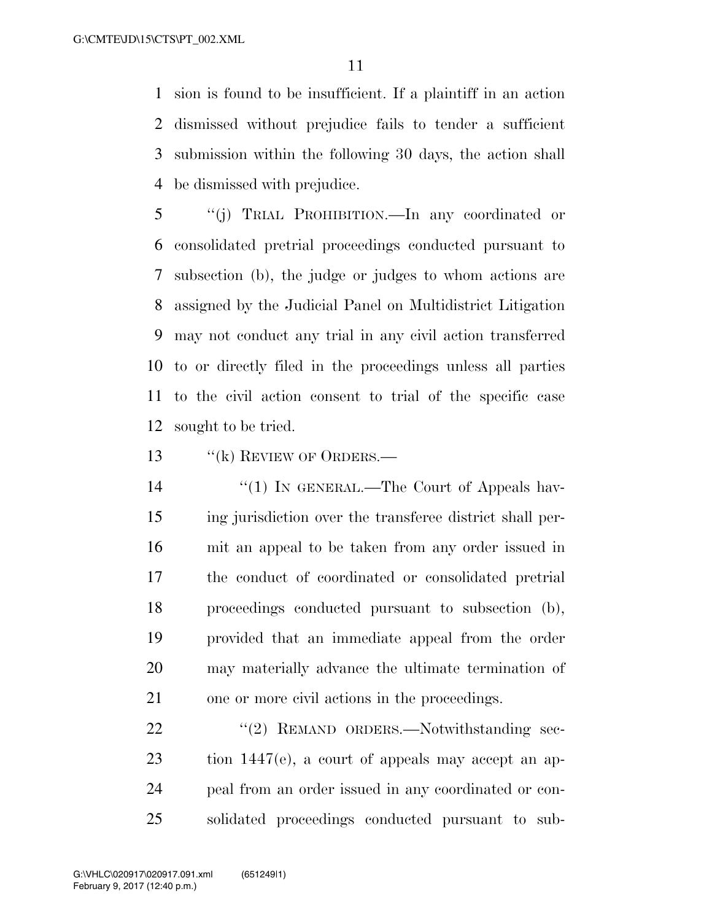sion is found to be insufficient. If a plaintiff in an action dismissed without prejudice fails to tender a sufficient submission within the following 30 days, the action shall be dismissed with prejudice.

"(j) TRIAL PROHIBITION.—In any coordinated or consolidated pretrial proceedings conducted pursuant to subsection (b), the judge or judges to whom actions are assigned by the Judicial Panel on Multidistrict Litigation may not conduct any trial in any civil action transferred to or directly filed in the proceedings unless all parties to the civil action consent to trial of the specific case sought to be tried.

"(k) REVIEW OF ORDERS.—

"(1) IN GENERAL.—The Court of Appeals having jurisdiction over the transferee district shall permit an appeal to be taken from any order issued in the conduct of coordinated or consolidated pretrial proceedings conducted pursuant to subsection (b), provided that an immediate appeal from the order may materially advance the ultimate termination of one or more civil actions in the proceedings.

"(2) REMAND ORDERS.—Notwithstanding section 1447(e), a court of appeals may accept an appeal from an order issued in any coordinated or consolidated proceedings conducted pursuant to sub-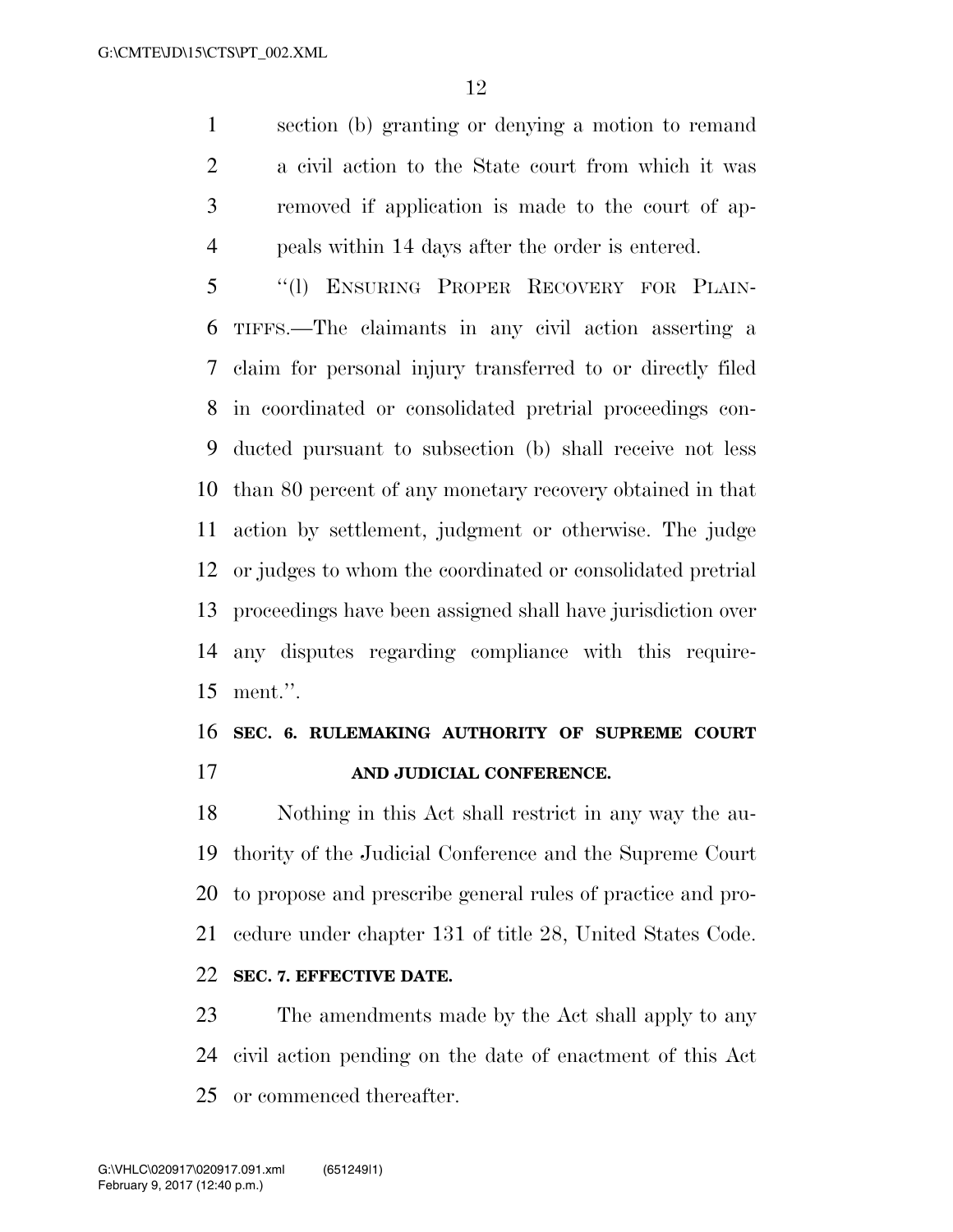section (b) granting or denying a motion to remand a civil action to the State court from which it was removed if application is made to the court of appeals within 14 days after the order is entered.

"(l) ENSURING PROPER RECOVERY FOR PLAINTIFFS.—The claimants in any civil action asserting a claim for personal injury transferred to or directly filed in coordinated or consolidated pretrial proceedings conducted pursuant to subsection (b) shall receive not less than 80 percent of any monetary recovery obtained in that action by settlement, judgment or otherwise. The judge or judges to whom the coordinated or consolidated pretrial proceedings have been assigned shall have jurisdiction over any disputes regarding compliance with this requirement.".

**SEC. 6. RULEMAKING AUTHORITY OF SUPREME COURT AND JUDICIAL CONFERENCE.**

Nothing in this Act shall restrict in any way the authority of the Judicial Conference and the Supreme Court to propose and prescribe general rules of practice and procedure under chapter 131 of title 28, United States Code.

**SEC. 7. EFFECTIVE DATE.**

The amendments made by the Act shall apply to any civil action pending on the date of enactment of this Act or commenced thereafter.